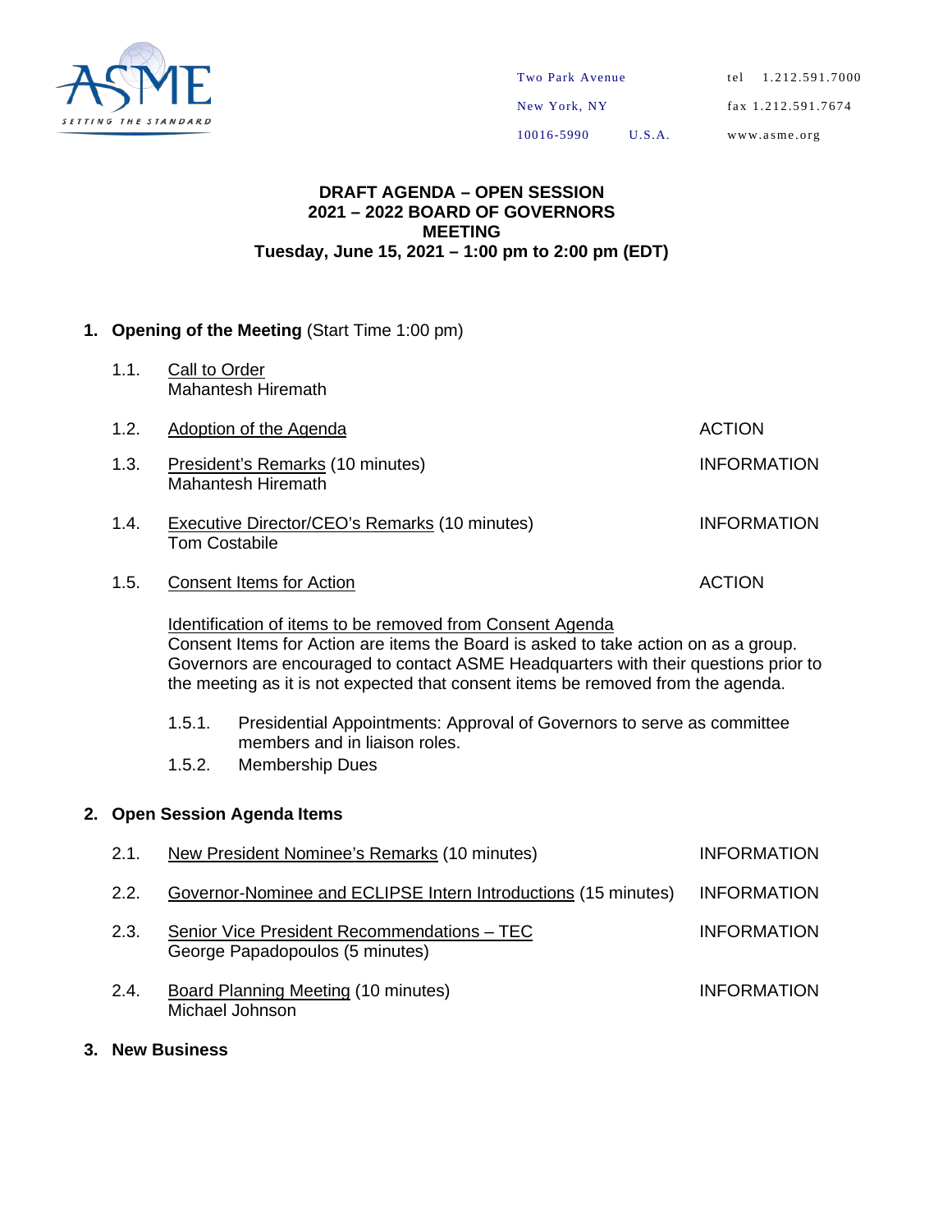ASME
SETTING THE STANDARD

Two Park Avenue
New York, NY
10016-5990 U.S.A.

tel 1.212.591.7000
fax 1.212.591.7674
www.asme.org

# DRAFT AGENDA – OPEN SESSION
# 2021 – 2022 BOARD OF GOVERNORS MEETING
## Tuesday, June 15, 2021 – 1:00 pm to 2:00 pm (EDT)

**1. Opening of the Meeting** (Start Time 1:00 pm)

1.1. Call to Order
Mahantesh Hiremath

1.2. Adoption of the Agenda — ACTION

1.3. President's Remarks (10 minutes) — INFORMATION
Mahantesh Hiremath

1.4. Executive Director/CEO's Remarks (10 minutes) — INFORMATION
Tom Costabile

1.5. Consent Items for Action — ACTION

Identification of items to be removed from Consent Agenda
Consent Items for Action are items the Board is asked to take action on as a group. Governors are encouraged to contact ASME Headquarters with their questions prior to the meeting as it is not expected that consent items be removed from the agenda.

1.5.1. Presidential Appointments: Approval of Governors to serve as committee members and in liaison roles.
1.5.2. Membership Dues

**2. Open Session Agenda Items**

2.1. New President Nominee's Remarks (10 minutes) — INFORMATION

2.2. Governor-Nominee and ECLIPSE Intern Introductions (15 minutes) — INFORMATION

2.3. Senior Vice President Recommendations – TEC — INFORMATION
George Papadopoulos (5 minutes)

2.4. Board Planning Meeting (10 minutes) — INFORMATION
Michael Johnson

**3. New Business**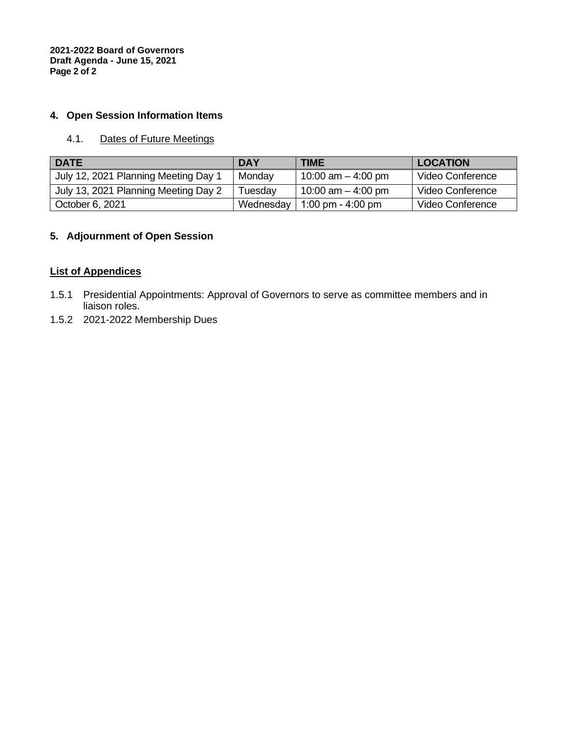## 4. Open Session Information Items

### 4.1. Dates of Future Meetings

| DATE | DAY | TIME | LOCATION |
|---|---|---|---|
| July 12, 2021 Planning Meeting Day 1 | Monday | 10:00 am – 4:00 pm | Video Conference |
| July 13, 2021 Planning Meeting Day 2 | Tuesday | 10:00 am – 4:00 pm | Video Conference |
| October 6, 2021 | Wednesday | 1:00 pm - 4:00 pm | Video Conference |

## 5. Adjournment of Open Session

**List of Appendices**

1.5.1 Presidential Appointments: Approval of Governors to serve as committee members and in liaison roles.

1.5.2 2021-2022 Membership Dues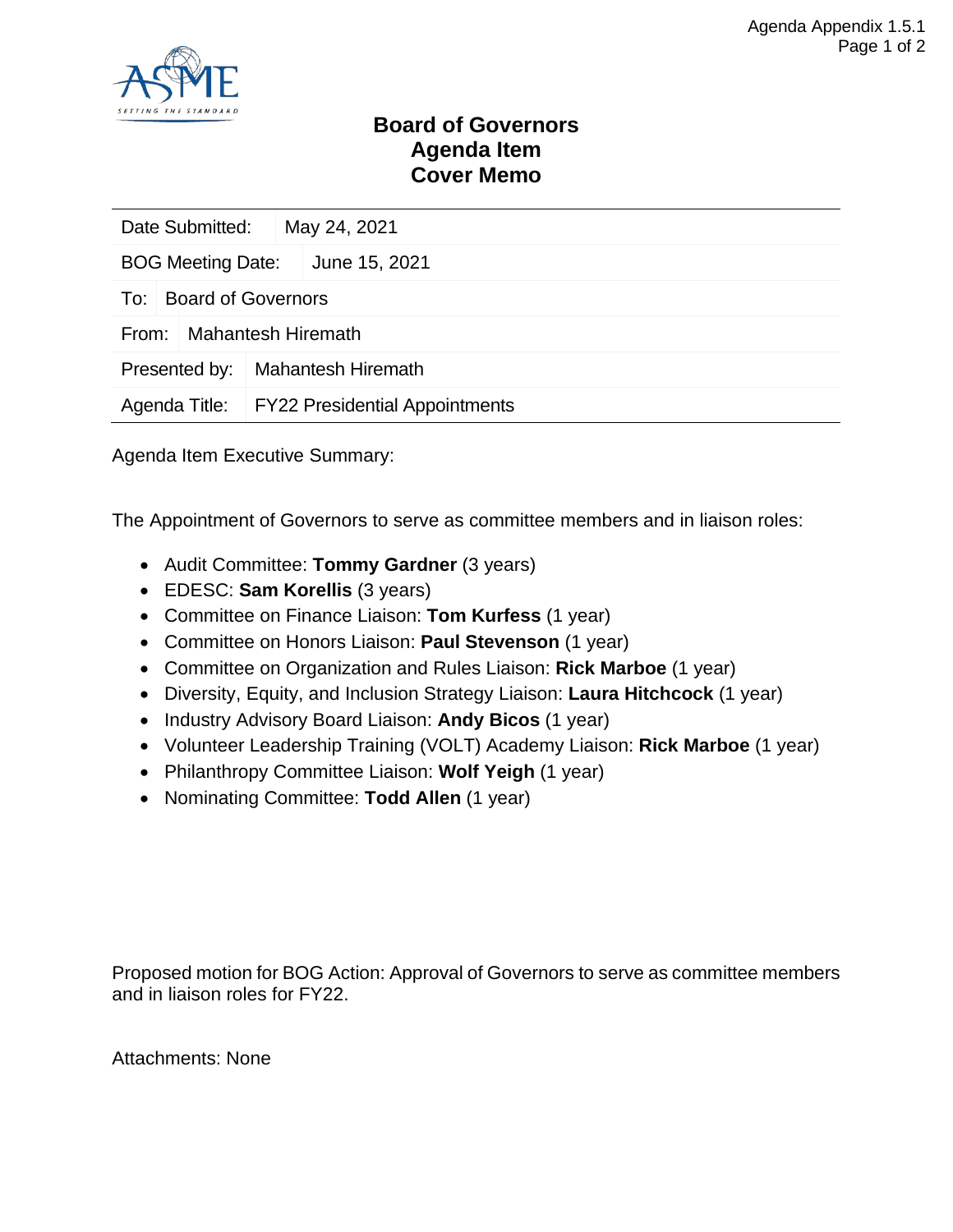# Board of Governors
# Agenda Item
# Cover Memo

| | |
|---|---|
| Date Submitted: | May 24, 2021 |
| BOG Meeting Date: | June 15, 2021 |
| To: | Board of Governors |
| From: | Mahantesh Hiremath |
| Presented by: | Mahantesh Hiremath |
| Agenda Title: | FY22 Presidential Appointments |

Agenda Item Executive Summary:

The Appointment of Governors to serve as committee members and in liaison roles:

- Audit Committee: **Tommy Gardner** (3 years)
- EDESC: **Sam Korellis** (3 years)
- Committee on Finance Liaison: **Tom Kurfess** (1 year)
- Committee on Honors Liaison: **Paul Stevenson** (1 year)
- Committee on Organization and Rules Liaison: **Rick Marboe** (1 year)
- Diversity, Equity, and Inclusion Strategy Liaison: **Laura Hitchcock** (1 year)
- Industry Advisory Board Liaison: **Andy Bicos** (1 year)
- Volunteer Leadership Training (VOLT) Academy Liaison: **Rick Marboe** (1 year)
- Philanthropy Committee Liaison: **Wolf Yeigh** (1 year)
- Nominating Committee: **Todd Allen** (1 year)

Proposed motion for BOG Action: Approval of Governors to serve as committee members and in liaison roles for FY22.

Attachments: None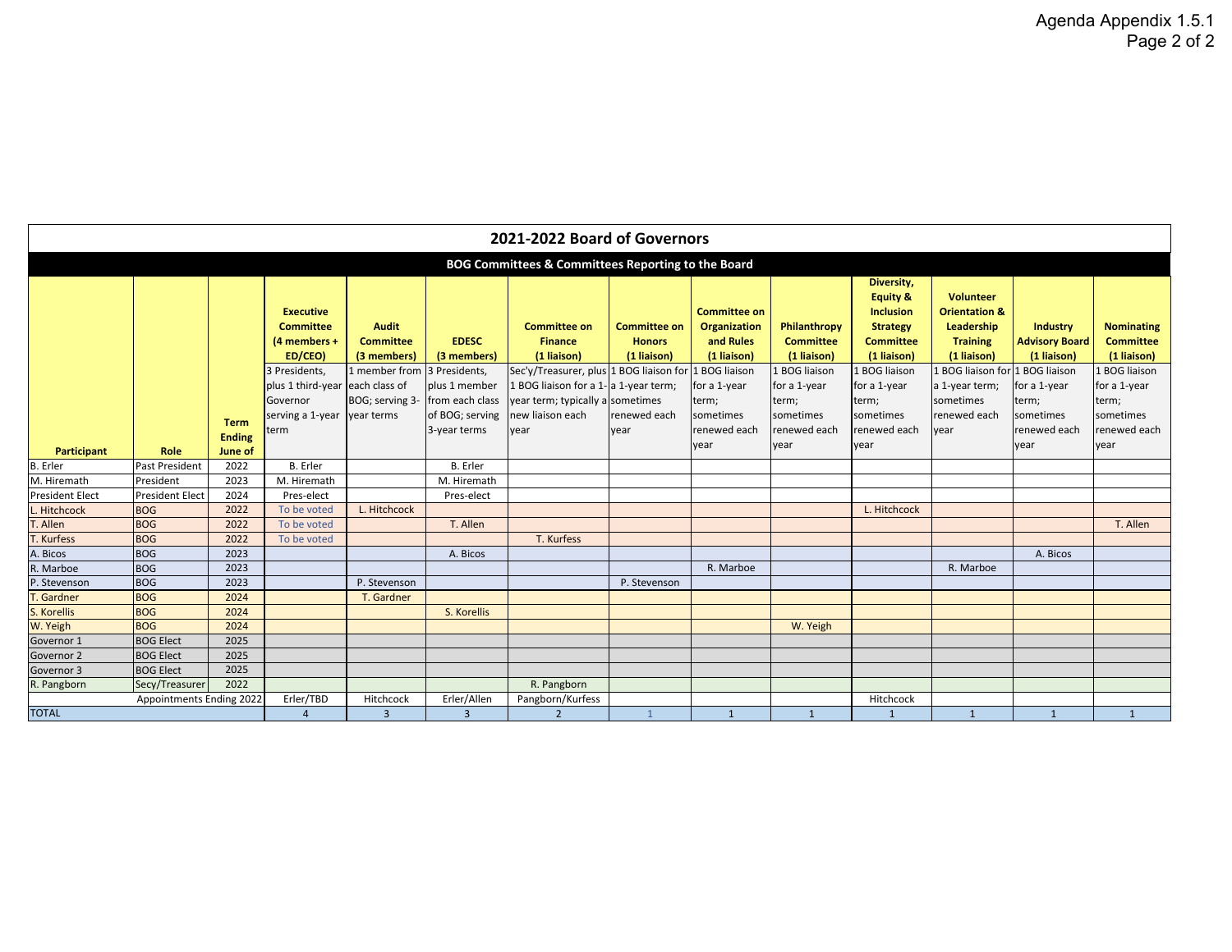## 2021-2022 Board of Governors

### BOG Committees & Committees Reporting to the Board

| Participant | Role | Term Ending June of | Executive Committee (4 members + ED/CEO) | Audit Committee (3 members) | EDESC (3 members) | Committee on Finance (1 liaison) | Committee on Honors (1 liaison) | Committee on Organization and Rules (1 liaison) | Philanthropy Committee (1 liaison) | Diversity, Equity & Inclusion Strategy Committee (1 liaison) | Volunteer Orientation & Leadership Training (1 liaison) | Industry Advisory Board (1 liaison) | Nominating Committee (1 liaison) |
|---|---|---|---|---|---|---|---|---|---|---|---|---|---|
| | | | 3 Presidents, plus 1 third-year Governor serving a 1-year term | 1 member from each class of BOG; serving 3-year terms | 3 Presidents, plus 1 member from each class of BOG; serving 3-year terms | Sec'y/Treasurer, plus 1 BOG liaison for a 1-year term; typically a new liaison each year | 1 BOG liaison for a 1-year term; sometimes renewed each year | 1 BOG liaison for a 1-year term; sometimes renewed each year | 1 BOG liaison for a 1-year term; sometimes renewed each year | 1 BOG liaison for a 1-year term; sometimes renewed each year | 1 BOG liaison for a 1-year term; sometimes renewed each year | 1 BOG liaison for a 1-year term; sometimes renewed each year | 1 BOG liaison for a 1-year term; sometimes renewed each year |
| B. Erler | Past President | 2022 | B. Erler | | B. Erler | | | | | | | | |
| M. Hiremath | President | 2023 | M. Hiremath | | M. Hiremath | | | | | | | | |
| President Elect | President Elect | 2024 | Pres-elect | | Pres-elect | | | | | | | | |
| L. Hitchcock | BOG | 2022 | To be voted | L. Hitchcock | | | | | | L. Hitchcock | | | |
| T. Allen | BOG | 2022 | To be voted | | T. Allen | | | | | | | | T. Allen |
| T. Kurfess | BOG | 2022 | To be voted | | | T. Kurfess | | | | | | | |
| A. Bicos | BOG | 2023 | | | A. Bicos | | | | | | | A. Bicos | |
| R. Marboe | BOG | 2023 | | | | | | R. Marboe | | | R. Marboe | | |
| P. Stevenson | BOG | 2023 | | P. Stevenson | | | P. Stevenson | | | | | | |
| T. Gardner | BOG | 2024 | | T. Gardner | | | | | | | | | |
| S. Korellis | BOG | 2024 | | | S. Korellis | | | | | | | | |
| W. Yeigh | BOG | 2024 | | | | | | | W. Yeigh | | | | |
| Governor 1 | BOG Elect | 2025 | | | | | | | | | | | |
| Governor 2 | BOG Elect | 2025 | | | | | | | | | | | |
| Governor 3 | BOG Elect | 2025 | | | | | | | | | | | |
| R. Pangborn | Secy/Treasurer | 2022 | | | | R. Pangborn | | | | | | | |
| | Appointments Ending 2022 | | Erler/TBD | Hitchcock | Erler/Allen | Pangborn/Kurfess | | | | Hitchcock | | | |
| TOTAL | | | 4 | 3 | 3 | 2 | 1 | 1 | 1 | 1 | 1 | 1 | 1 |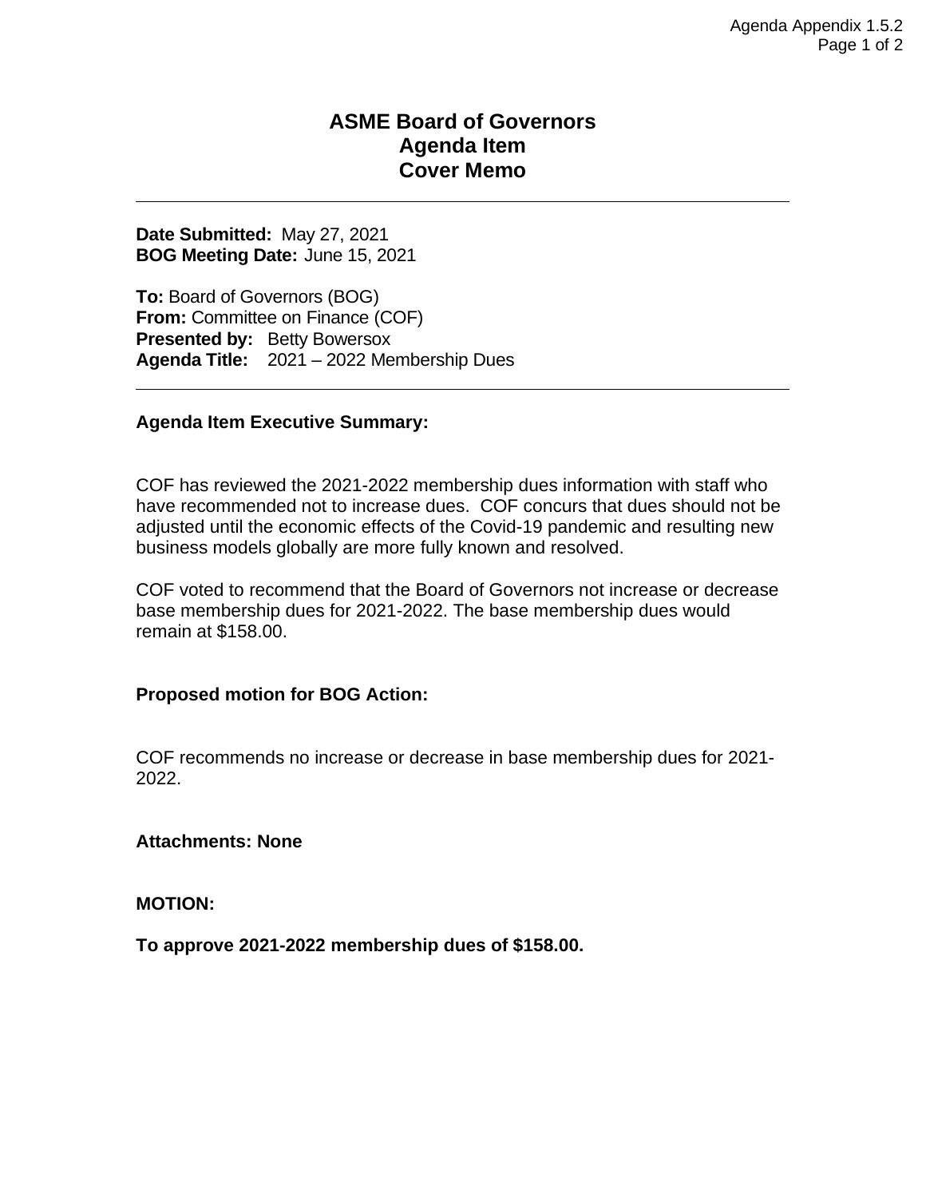# ASME Board of Governors
# Agenda Item
# Cover Memo

---

**Date Submitted:** May 27, 2021
**BOG Meeting Date:** June 15, 2021

**To:** Board of Governors (BOG)
**From:** Committee on Finance (COF)
**Presented by:** Betty Bowersox
**Agenda Title:** 2021 – 2022 Membership Dues

---

**Agenda Item Executive Summary:**

COF has reviewed the 2021-2022 membership dues information with staff who have recommended not to increase dues. COF concurs that dues should not be adjusted until the economic effects of the Covid-19 pandemic and resulting new business models globally are more fully known and resolved.

COF voted to recommend that the Board of Governors not increase or decrease base membership dues for 2021-2022. The base membership dues would remain at $158.00.

**Proposed motion for BOG Action:**

COF recommends no increase or decrease in base membership dues for 2021-2022.

**Attachments: None**

**MOTION:**

**To approve 2021-2022 membership dues of $158.00.**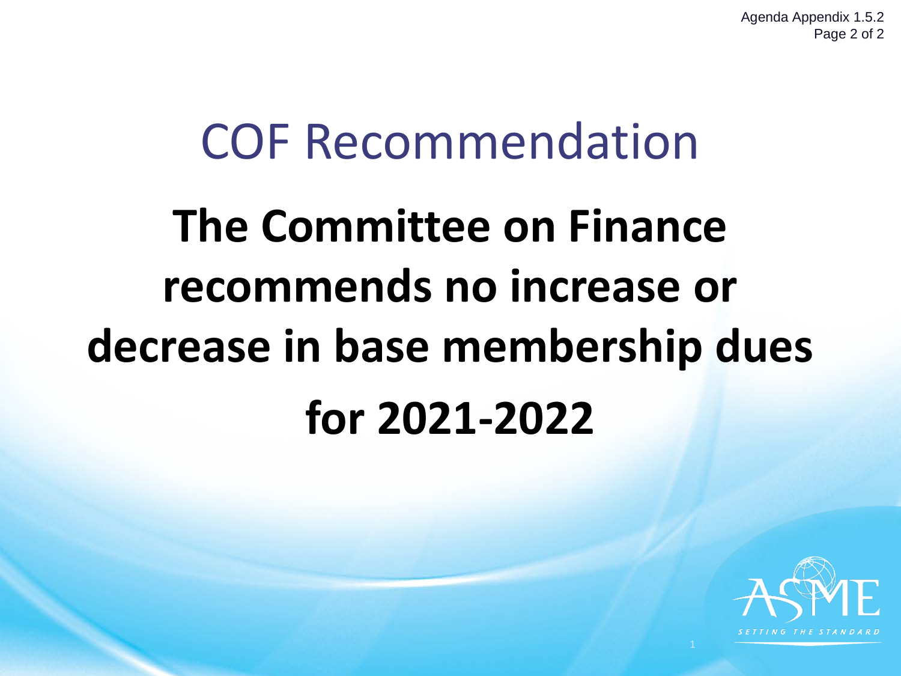# COF Recommendation

**The Committee on Finance recommends no increase or decrease in base membership dues for 2021-2022**